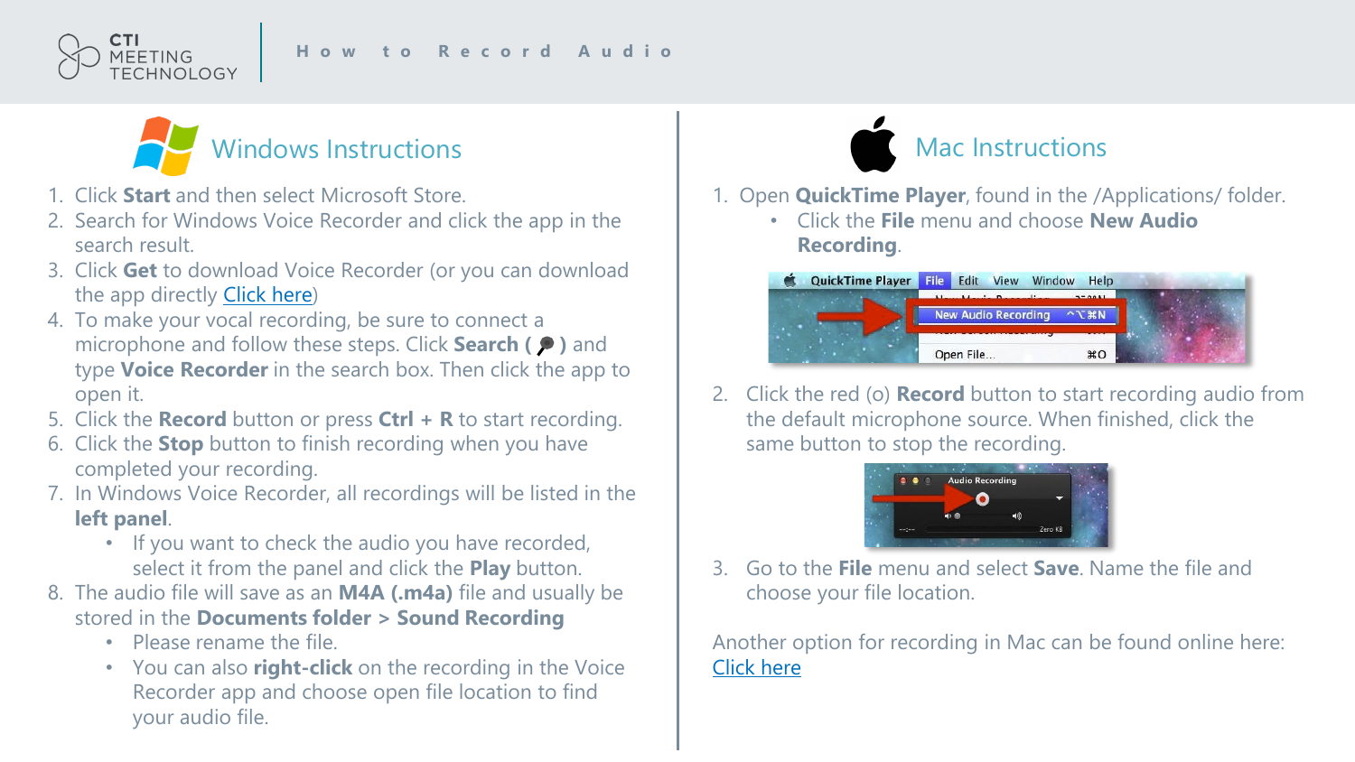# How to Record Audio

## Windows Instructions

1. Click **Start** and then select Microsoft Store.
2. Search for Windows Voice Recorder and click the app in the search result.
3. Click **Get** to download Voice Recorder (or you can download the app directly Click here)
4. To make your vocal recording, be sure to connect a microphone and follow these steps. Click **Search ( )** and type **Voice Recorder** in the search box. Then click the app to open it.
5. Click the **Record** button or press **Ctrl + R** to start recording.
6. Click the **Stop** button to finish recording when you have completed your recording.
7. In Windows Voice Recorder, all recordings will be listed in the **left panel**.
   - If you want to check the audio you have recorded, select it from the panel and click the **Play** button.
8. The audio file will save as an **M4A (.m4a)** file and usually be stored in the **Documents folder > Sound Recording**
   - Please rename the file.
   - You can also **right-click** on the recording in the Voice Recorder app and choose open file location to find your audio file.

## Mac Instructions

1. Open **QuickTime Player**, found in the /Applications/ folder.
   - Click the **File** menu and choose **New Audio Recording**.
2. Click the red (o) **Record** button to start recording audio from the default microphone source. When finished, click the same button to stop the recording.
3. Go to the **File** menu and select **Save**. Name the file and choose your file location.

Another option for recording in Mac can be found online here: Click here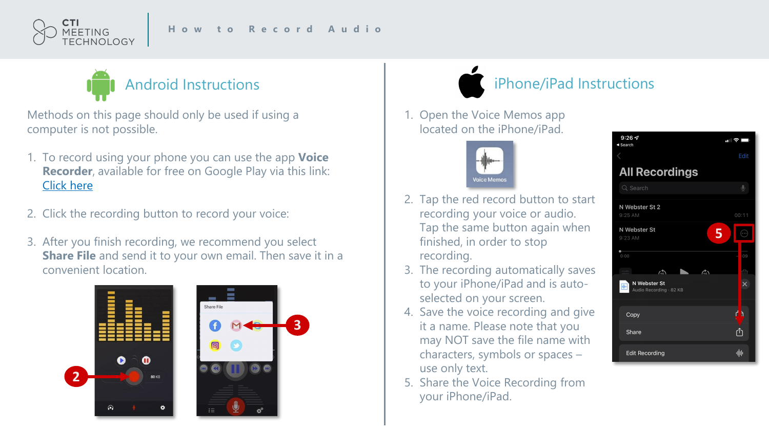# How to Record Audio

## Android Instructions

Methods on this page should only be used if using a computer is not possible.

1. To record using your phone you can use the app **Voice Recorder**, available for free on Google Play via this link: [Click here]
2. Click the recording button to record your voice:
3. After you finish recording, we recommend you select **Share File** and send it to your own email. Then save it in a convenient location.

## iPhone/iPad Instructions

1. Open the Voice Memos app located on the iPhone/iPad.
2. Tap the red record button to start recording your voice or audio. Tap the same button again when finished, in order to stop recording.
3. The recording automatically saves to your iPhone/iPad and is auto-selected on your screen.
4. Save the voice recording and give it a name. Please note that you may NOT save the file name with characters, symbols or spaces – use only text.
5. Share the Voice Recording from your iPhone/iPad.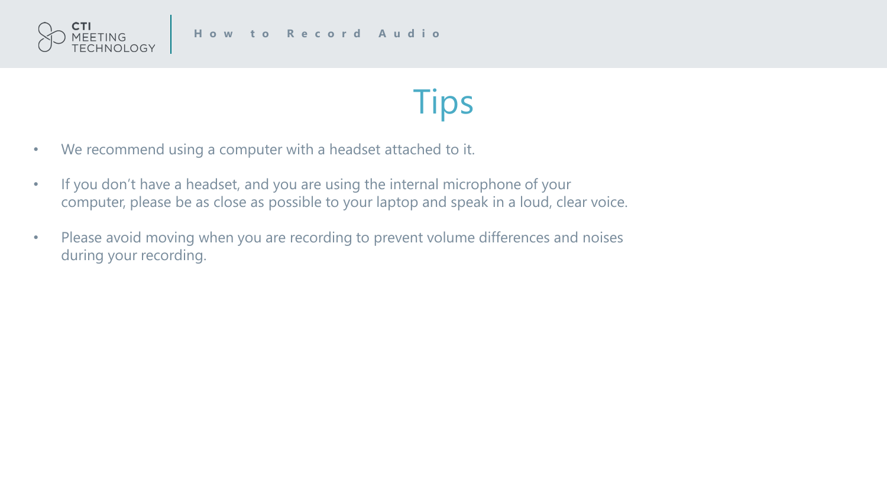# Tips

- We recommend using a computer with a headset attached to it.
- If you don't have a headset, and you are using the internal microphone of your computer, please be as close as possible to your laptop and speak in a loud, clear voice.
- Please avoid moving when you are recording to prevent volume differences and noises during your recording.